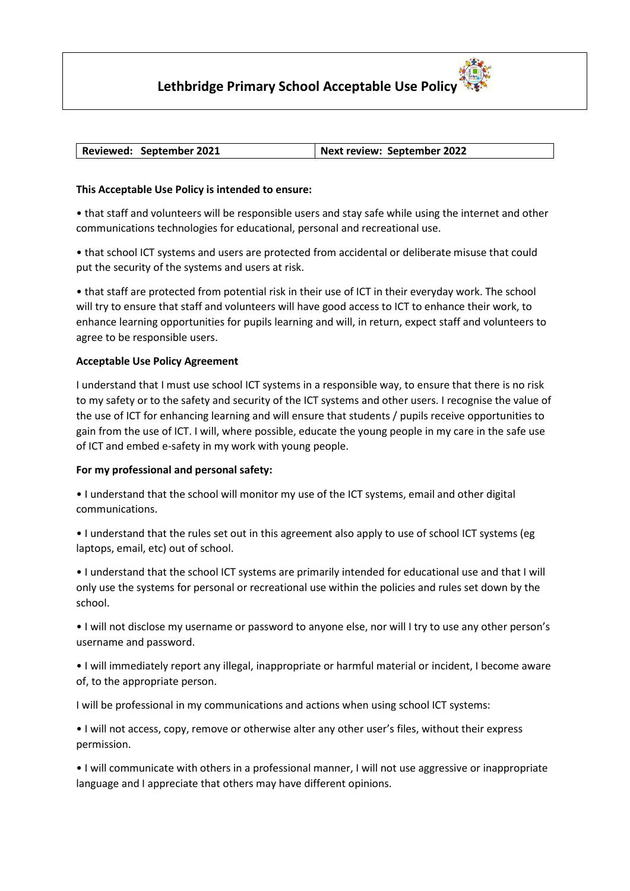# Lethbridge Primary School Acceptable Use Policy

| Reviewed: September 2021 | Next review: September 2022 |
|---|---|

**This Acceptable Use Policy is intended to ensure:**

• that staff and volunteers will be responsible users and stay safe while using the internet and other communications technologies for educational, personal and recreational use.

• that school ICT systems and users are protected from accidental or deliberate misuse that could put the security of the systems and users at risk.

• that staff are protected from potential risk in their use of ICT in their everyday work. The school will try to ensure that staff and volunteers will have good access to ICT to enhance their work, to enhance learning opportunities for pupils learning and will, in return, expect staff and volunteers to agree to be responsible users.

**Acceptable Use Policy Agreement**

I understand that I must use school ICT systems in a responsible way, to ensure that there is no risk to my safety or to the safety and security of the ICT systems and other users. I recognise the value of the use of ICT for enhancing learning and will ensure that students / pupils receive opportunities to gain from the use of ICT. I will, where possible, educate the young people in my care in the safe use of ICT and embed e-safety in my work with young people.

**For my professional and personal safety:**

• I understand that the school will monitor my use of the ICT systems, email and other digital communications.

• I understand that the rules set out in this agreement also apply to use of school ICT systems (eg laptops, email, etc) out of school.

• I understand that the school ICT systems are primarily intended for educational use and that I will only use the systems for personal or recreational use within the policies and rules set down by the school.

• I will not disclose my username or password to anyone else, nor will I try to use any other person's username and password.

• I will immediately report any illegal, inappropriate or harmful material or incident, I become aware of, to the appropriate person.

I will be professional in my communications and actions when using school ICT systems:

• I will not access, copy, remove or otherwise alter any other user's files, without their express permission.

• I will communicate with others in a professional manner, I will not use aggressive or inappropriate language and I appreciate that others may have different opinions.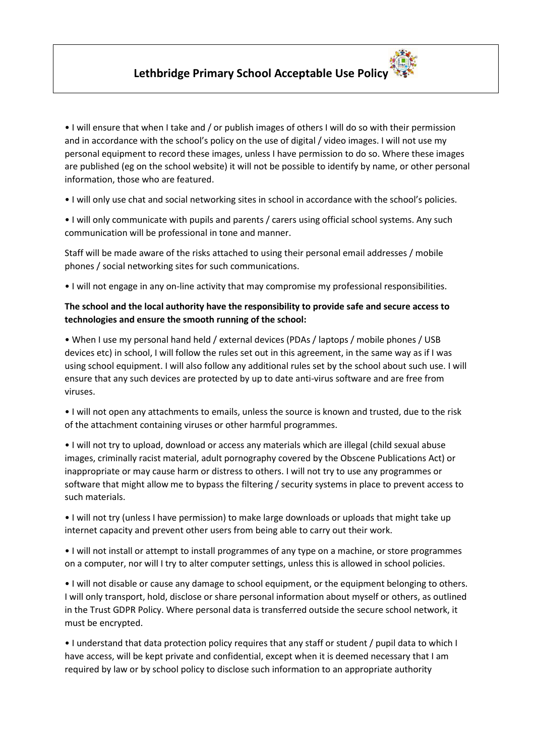# Lethbridge Primary School Acceptable Use Policy

- I will ensure that when I take and / or publish images of others I will do so with their permission and in accordance with the school's policy on the use of digital / video images. I will not use my personal equipment to record these images, unless I have permission to do so. Where these images are published (eg on the school website) it will not be possible to identify by name, or other personal information, those who are featured.
- I will only use chat and social networking sites in school in accordance with the school's policies.
- I will only communicate with pupils and parents / carers using official school systems. Any such communication will be professional in tone and manner.

Staff will be made aware of the risks attached to using their personal email addresses / mobile phones / social networking sites for such communications.

- I will not engage in any on-line activity that may compromise my professional responsibilities.

**The school and the local authority have the responsibility to provide safe and secure access to technologies and ensure the smooth running of the school:**

- When I use my personal hand held / external devices (PDAs / laptops / mobile phones / USB devices etc) in school, I will follow the rules set out in this agreement, in the same way as if I was using school equipment. I will also follow any additional rules set by the school about such use. I will ensure that any such devices are protected by up to date anti-virus software and are free from viruses.
- I will not open any attachments to emails, unless the source is known and trusted, due to the risk of the attachment containing viruses or other harmful programmes.
- I will not try to upload, download or access any materials which are illegal (child sexual abuse images, criminally racist material, adult pornography covered by the Obscene Publications Act) or inappropriate or may cause harm or distress to others. I will not try to use any programmes or software that might allow me to bypass the filtering / security systems in place to prevent access to such materials.
- I will not try (unless I have permission) to make large downloads or uploads that might take up internet capacity and prevent other users from being able to carry out their work.
- I will not install or attempt to install programmes of any type on a machine, or store programmes on a computer, nor will I try to alter computer settings, unless this is allowed in school policies.
- I will not disable or cause any damage to school equipment, or the equipment belonging to others. I will only transport, hold, disclose or share personal information about myself or others, as outlined in the Trust GDPR Policy. Where personal data is transferred outside the secure school network, it must be encrypted.
- I understand that data protection policy requires that any staff or student / pupil data to which I have access, will be kept private and confidential, except when it is deemed necessary that I am required by law or by school policy to disclose such information to an appropriate authority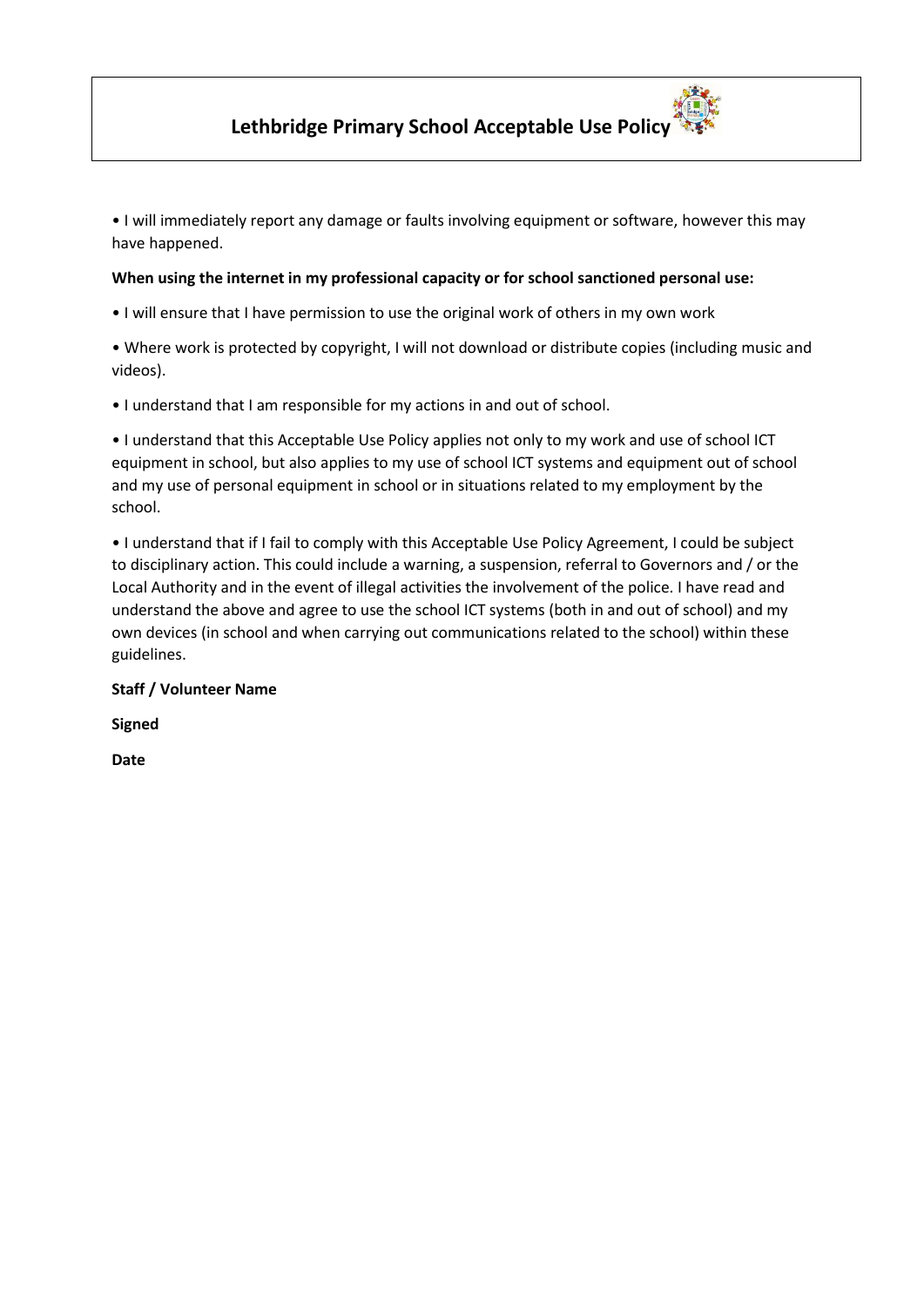# Lethbridge Primary School Acceptable Use Policy

- I will immediately report any damage or faults involving equipment or software, however this may have happened.

**When using the internet in my professional capacity or for school sanctioned personal use:**

- I will ensure that I have permission to use the original work of others in my own work
- Where work is protected by copyright, I will not download or distribute copies (including music and videos).
- I understand that I am responsible for my actions in and out of school.
- I understand that this Acceptable Use Policy applies not only to my work and use of school ICT equipment in school, but also applies to my use of school ICT systems and equipment out of school and my use of personal equipment in school or in situations related to my employment by the school.
- I understand that if I fail to comply with this Acceptable Use Policy Agreement, I could be subject to disciplinary action. This could include a warning, a suspension, referral to Governors and / or the Local Authority and in the event of illegal activities the involvement of the police. I have read and understand the above and agree to use the school ICT systems (both in and out of school) and my own devices (in school and when carrying out communications related to the school) within these guidelines.

**Staff / Volunteer Name**

**Signed**

**Date**